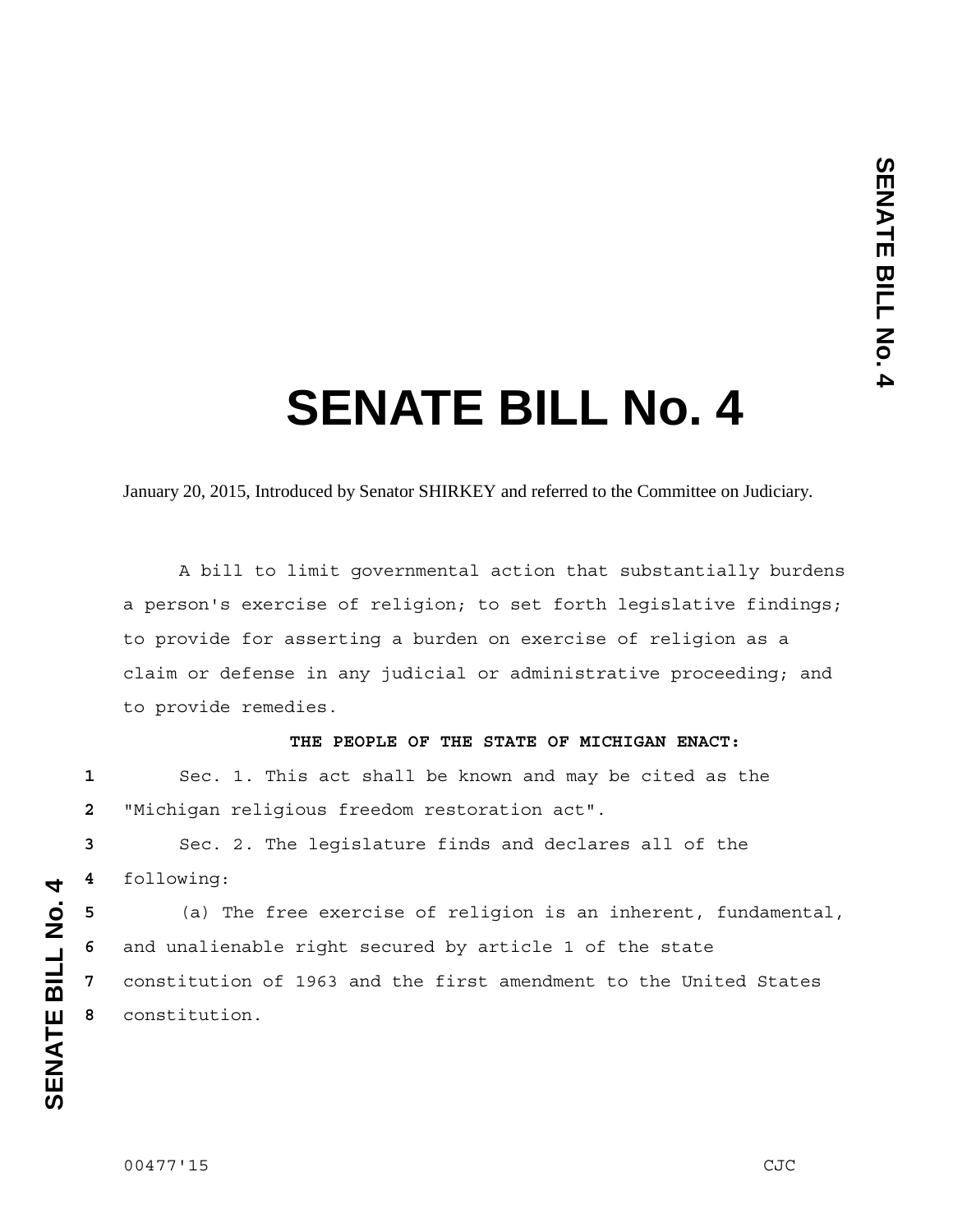# SENATE BILL No. 4

January 20, 2015, Introduced by Senator SHIRKEY and referred to the Committee on Judiciary.

A bill to limit governmental action that substantially burdens a person's exercise of religion; to set forth legislative findings; to provide for asserting a burden on exercise of religion as a claim or defense in any judicial or administrative proceeding; and to provide remedies.

**THE PEOPLE OF THE STATE OF MICHIGAN ENACT:**

Sec. 1. This act shall be known and may be cited as the "Michigan religious freedom restoration act".

Sec. 2. The legislature finds and declares all of the following:

(a) The free exercise of religion is an inherent, fundamental, and unalienable right secured by article 1 of the state constitution of 1963 and the first amendment to the United States constitution.

00477'15 CJC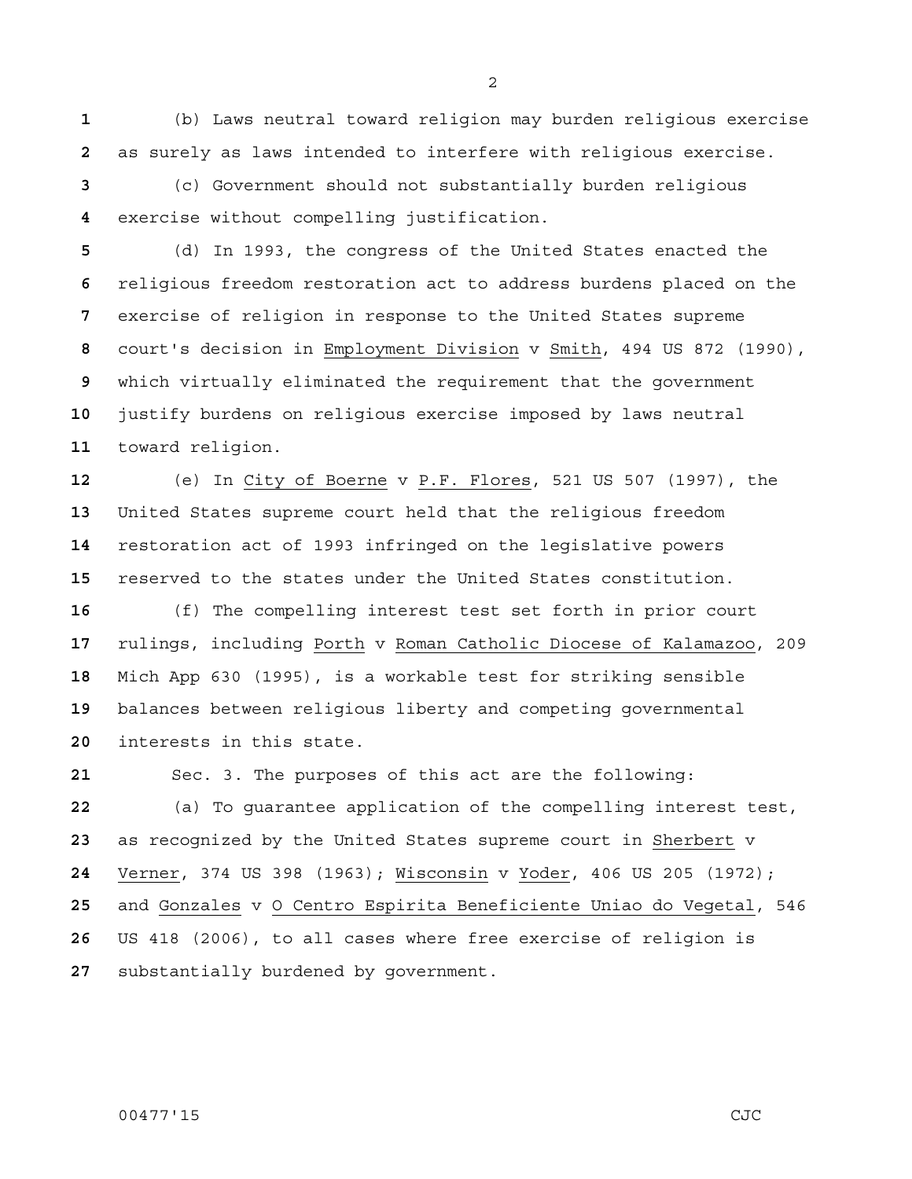(b) Laws neutral toward religion may burden religious exercise as surely as laws intended to interfere with religious exercise.

(c) Government should not substantially burden religious exercise without compelling justification.

(d) In 1993, the congress of the United States enacted the religious freedom restoration act to address burdens placed on the exercise of religion in response to the United States supreme court's decision in Employment Division v Smith, 494 US 872 (1990), which virtually eliminated the requirement that the government justify burdens on religious exercise imposed by laws neutral toward religion.

(e) In City of Boerne v P.F. Flores, 521 US 507 (1997), the United States supreme court held that the religious freedom restoration act of 1993 infringed on the legislative powers reserved to the states under the United States constitution.

(f) The compelling interest test set forth in prior court rulings, including Porth v Roman Catholic Diocese of Kalamazoo, 209 Mich App 630 (1995), is a workable test for striking sensible balances between religious liberty and competing governmental interests in this state.

Sec. 3. The purposes of this act are the following:

(a) To guarantee application of the compelling interest test, as recognized by the United States supreme court in Sherbert v Verner, 374 US 398 (1963); Wisconsin v Yoder, 406 US 205 (1972); and Gonzales v O Centro Espirita Beneficiente Uniao do Vegetal, 546 US 418 (2006), to all cases where free exercise of religion is substantially burdened by government.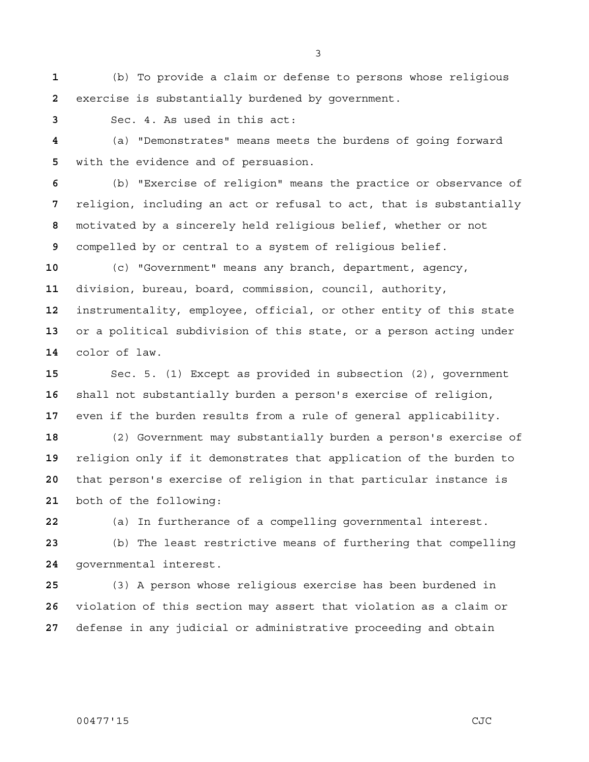(b) To provide a claim or defense to persons whose religious exercise is substantially burdened by government.

Sec. 4. As used in this act:

(a) "Demonstrates" means meets the burdens of going forward with the evidence and of persuasion.

(b) "Exercise of religion" means the practice or observance of religion, including an act or refusal to act, that is substantially motivated by a sincerely held religious belief, whether or not compelled by or central to a system of religious belief.

(c) "Government" means any branch, department, agency, division, bureau, board, commission, council, authority, instrumentality, employee, official, or other entity of this state or a political subdivision of this state, or a person acting under color of law.

Sec. 5. (1) Except as provided in subsection (2), government shall not substantially burden a person's exercise of religion, even if the burden results from a rule of general applicability.

(2) Government may substantially burden a person's exercise of religion only if it demonstrates that application of the burden to that person's exercise of religion in that particular instance is both of the following:

(a) In furtherance of a compelling governmental interest.

(b) The least restrictive means of furthering that compelling governmental interest.

(3) A person whose religious exercise has been burdened in violation of this section may assert that violation as a claim or defense in any judicial or administrative proceeding and obtain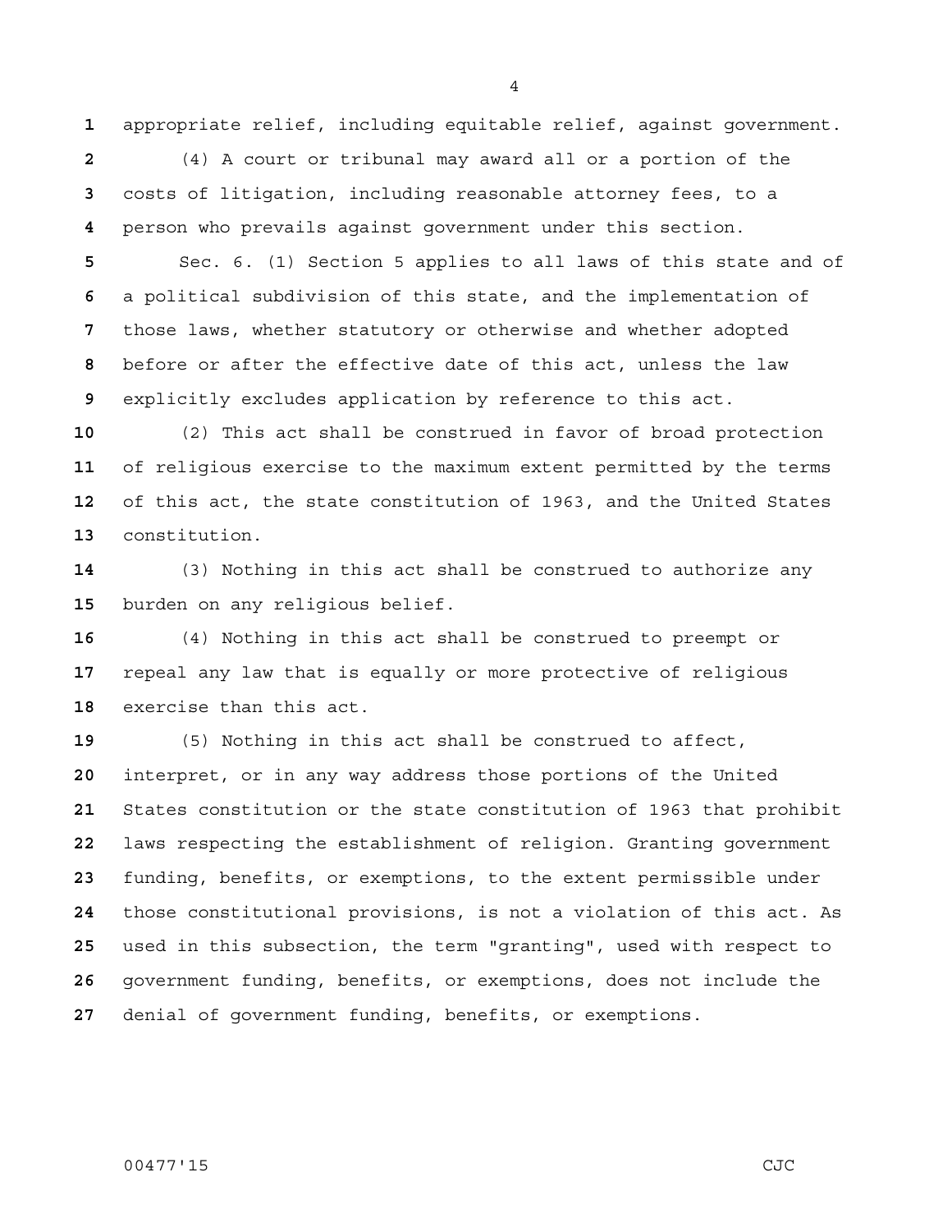appropriate relief, including equitable relief, against government.

(4) A court or tribunal may award all or a portion of the costs of litigation, including reasonable attorney fees, to a person who prevails against government under this section.

Sec. 6. (1) Section 5 applies to all laws of this state and of a political subdivision of this state, and the implementation of those laws, whether statutory or otherwise and whether adopted before or after the effective date of this act, unless the law explicitly excludes application by reference to this act.

(2) This act shall be construed in favor of broad protection of religious exercise to the maximum extent permitted by the terms of this act, the state constitution of 1963, and the United States constitution.

(3) Nothing in this act shall be construed to authorize any burden on any religious belief.

(4) Nothing in this act shall be construed to preempt or repeal any law that is equally or more protective of religious exercise than this act.

(5) Nothing in this act shall be construed to affect, interpret, or in any way address those portions of the United States constitution or the state constitution of 1963 that prohibit laws respecting the establishment of religion. Granting government funding, benefits, or exemptions, to the extent permissible under those constitutional provisions, is not a violation of this act. As used in this subsection, the term "granting", used with respect to government funding, benefits, or exemptions, does not include the denial of government funding, benefits, or exemptions.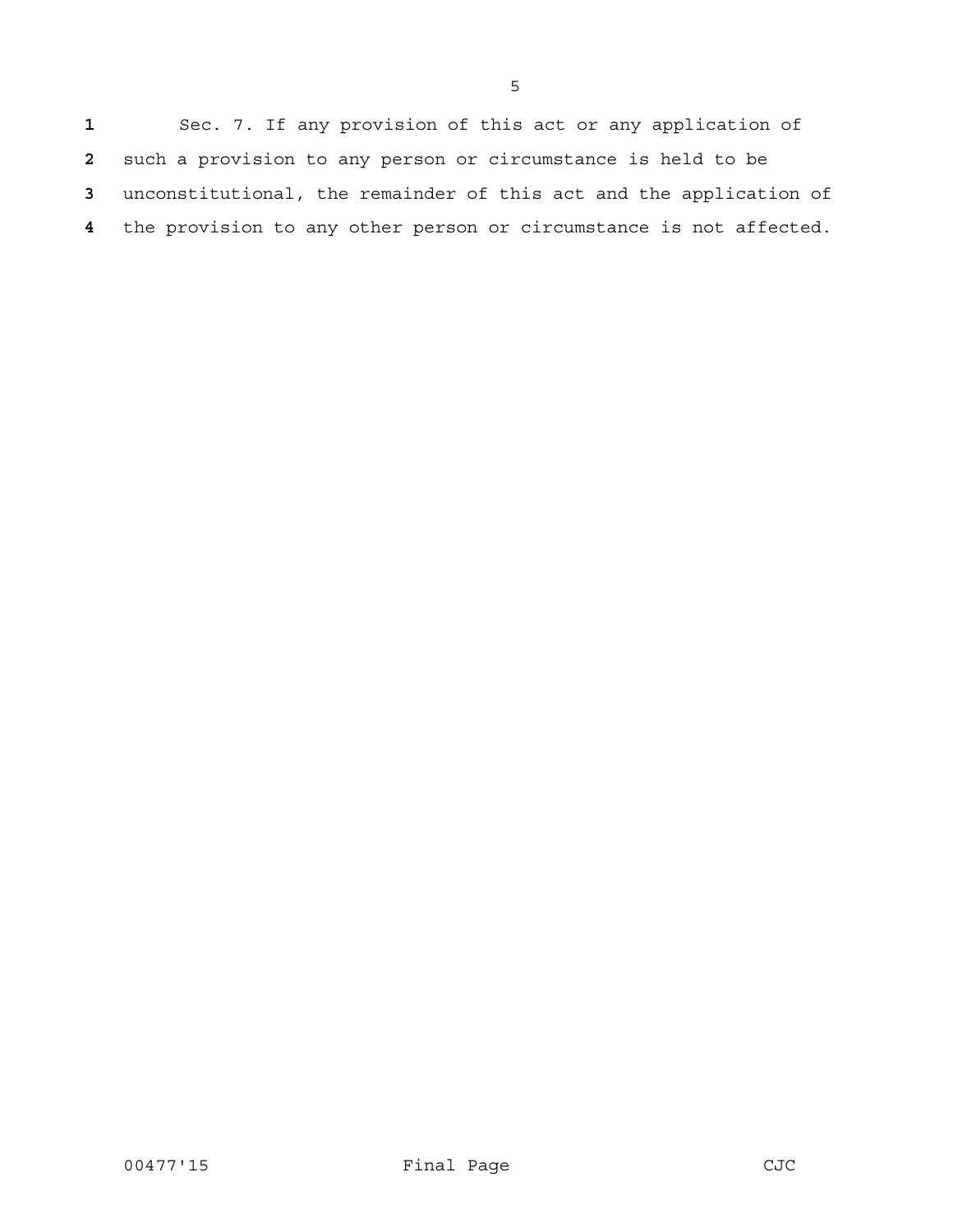Sec. 7. If any provision of this act or any application of such a provision to any person or circumstance is held to be unconstitutional, the remainder of this act and the application of the provision to any other person or circumstance is not affected.